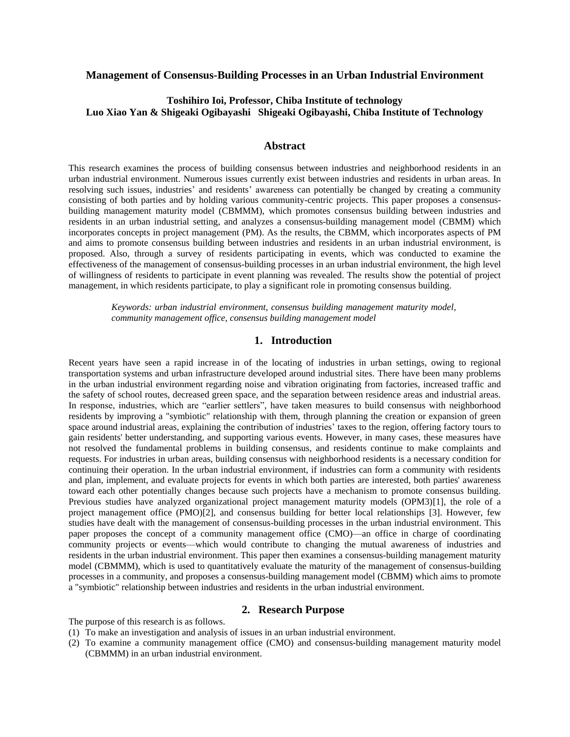# Management of Consensus-Building Processes in an Urban Industrial Environment

**Toshihiro Ioi, Professor, Chiba Institute of technology**
**Luo Xiao Yan & Shigeaki Ogibayashi Shigeaki Ogibayashi, Chiba Institute of Technology**

## Abstract

This research examines the process of building consensus between industries and neighborhood residents in an urban industrial environment. Numerous issues currently exist between industries and residents in urban areas. In resolving such issues, industries' and residents' awareness can potentially be changed by creating a community consisting of both parties and by holding various community-centric projects. This paper proposes a consensus-building management maturity model (CBMMM), which promotes consensus building between industries and residents in an urban industrial setting, and analyzes a consensus-building management model (CBMM) which incorporates concepts in project management (PM). As the results, the CBMM, which incorporates aspects of PM and aims to promote consensus building between industries and residents in an urban industrial environment, is proposed. Also, through a survey of residents participating in events, which was conducted to examine the effectiveness of the management of consensus-building processes in an urban industrial environment, the high level of willingness of residents to participate in event planning was revealed. The results show the potential of project management, in which residents participate, to play a significant role in promoting consensus building.

*Keywords: urban industrial environment, consensus building management maturity model, community management office, consensus building management model*

## 1. Introduction

Recent years have seen a rapid increase in of the locating of industries in urban settings, owing to regional transportation systems and urban infrastructure developed around industrial sites. There have been many problems in the urban industrial environment regarding noise and vibration originating from factories, increased traffic and the safety of school routes, decreased green space, and the separation between residence areas and industrial areas. In response, industries, which are "earlier settlers", have taken measures to build consensus with neighborhood residents by improving a "symbiotic" relationship with them, through planning the creation or expansion of green space around industrial areas, explaining the contribution of industries' taxes to the region, offering factory tours to gain residents' better understanding, and supporting various events. However, in many cases, these measures have not resolved the fundamental problems in building consensus, and residents continue to make complaints and requests. For industries in urban areas, building consensus with neighborhood residents is a necessary condition for continuing their operation. In the urban industrial environment, if industries can form a community with residents and plan, implement, and evaluate projects for events in which both parties are interested, both parties' awareness toward each other potentially changes because such projects have a mechanism to promote consensus building. Previous studies have analyzed organizational project management maturity models (OPM3)[1], the role of a project management office (PMO)[2], and consensus building for better local relationships [3]. However, few studies have dealt with the management of consensus-building processes in the urban industrial environment. This paper proposes the concept of a community management office (CMO)—an office in charge of coordinating community projects or events—which would contribute to changing the mutual awareness of industries and residents in the urban industrial environment. This paper then examines a consensus-building management maturity model (CBMMM), which is used to quantitatively evaluate the maturity of the management of consensus-building processes in a community, and proposes a consensus-building management model (CBMM) which aims to promote a "symbiotic" relationship between industries and residents in the urban industrial environment.

## 2. Research Purpose

The purpose of this research is as follows.

(1) To make an investigation and analysis of issues in an urban industrial environment.

(2) To examine a community management office (CMO) and consensus-building management maturity model (CBMMM) in an urban industrial environment.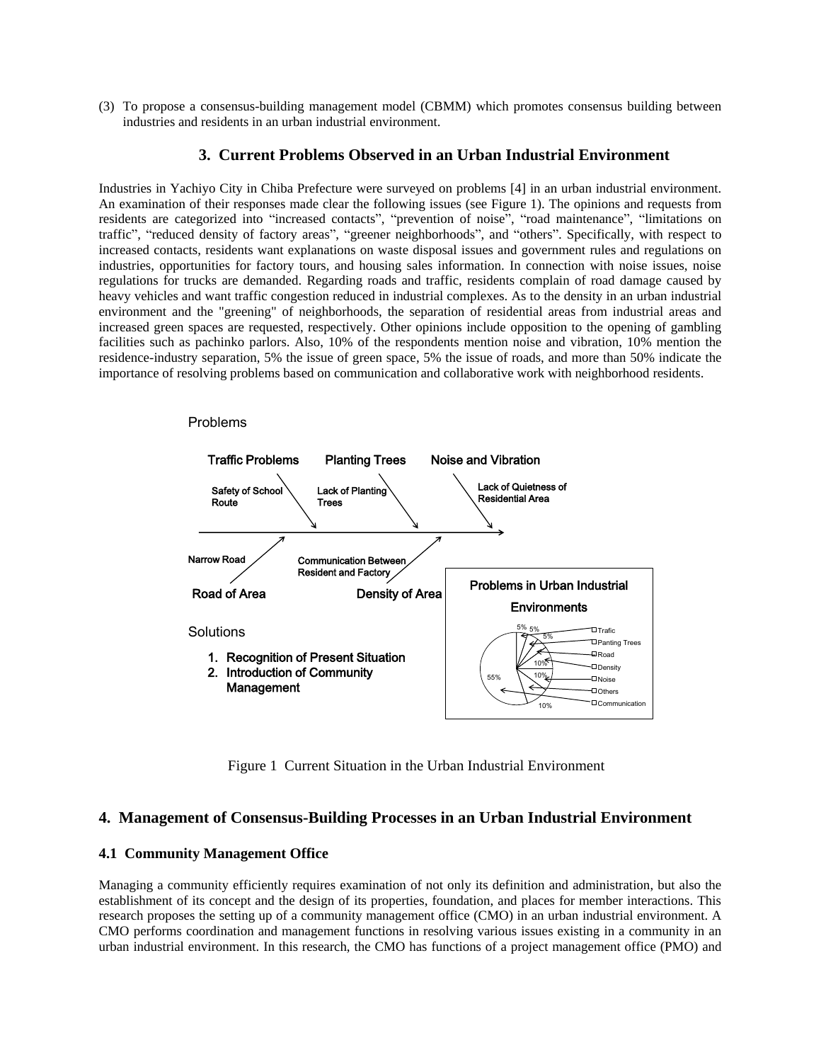(3) To propose a consensus-building management model (CBMM) which promotes consensus building between industries and residents in an urban industrial environment.

## 3. Current Problems Observed in an Urban Industrial Environment

Industries in Yachiyo City in Chiba Prefecture were surveyed on problems [4] in an urban industrial environment. An examination of their responses made clear the following issues (see Figure 1). The opinions and requests from residents are categorized into "increased contacts", "prevention of noise", "road maintenance", "limitations on traffic", "reduced density of factory areas", "greener neighborhoods", and "others". Specifically, with respect to increased contacts, residents want explanations on waste disposal issues and government rules and regulations on industries, opportunities for factory tours, and housing sales information. In connection with noise issues, noise regulations for trucks are demanded. Regarding roads and traffic, residents complain of road damage caused by heavy vehicles and want traffic congestion reduced in industrial complexes. As to the density in an urban industrial environment and the "greening" of neighborhoods, the separation of residential areas from industrial areas and increased green spaces are requested, respectively. Other opinions include opposition to the opening of gambling facilities such as pachinko parlors. Also, 10% of the respondents mention noise and vibration, 10% mention the residence-industry separation, 5% the issue of green space, 5% the issue of roads, and more than 50% indicate the importance of resolving problems based on communication and collaborative work with neighborhood residents.

Figure 1 Current Situation in the Urban Industrial Environment

## 4. Management of Consensus-Building Processes in an Urban Industrial Environment

### 4.1 Community Management Office

Managing a community efficiently requires examination of not only its definition and administration, but also the establishment of its concept and the design of its properties, foundation, and places for member interactions. This research proposes the setting up of a community management office (CMO) in an urban industrial environment. A CMO performs coordination and management functions in resolving various issues existing in a community in an urban industrial environment. In this research, the CMO has functions of a project management office (PMO) and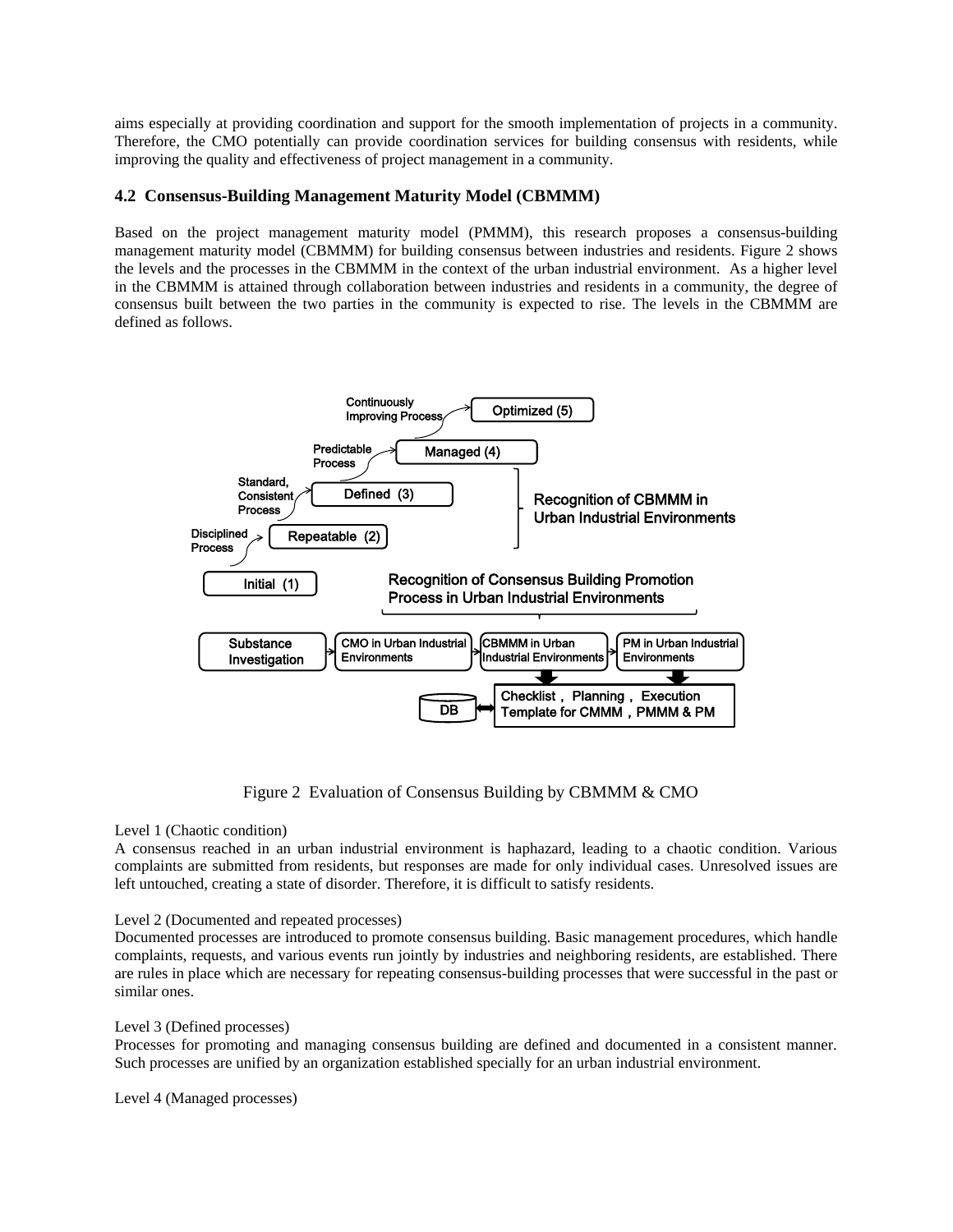aims especially at providing coordination and support for the smooth implementation of projects in a community. Therefore, the CMO potentially can provide coordination services for building consensus with residents, while improving the quality and effectiveness of project management in a community.

### 4.2 Consensus-Building Management Maturity Model (CBMMM)

Based on the project management maturity model (PMMM), this research proposes a consensus-building management maturity model (CBMMM) for building consensus between industries and residents. Figure 2 shows the levels and the processes in the CBMMM in the context of the urban industrial environment. As a higher level in the CBMMM is attained through collaboration between industries and residents in a community, the degree of consensus built between the two parties in the community is expected to rise. The levels in the CBMMM are defined as follows.

Figure 2 Evaluation of Consensus Building by CBMMM & CMO

Level 1 (Chaotic condition)
A consensus reached in an urban industrial environment is haphazard, leading to a chaotic condition. Various complaints are submitted from residents, but responses are made for only individual cases. Unresolved issues are left untouched, creating a state of disorder. Therefore, it is difficult to satisfy residents.

Level 2 (Documented and repeated processes)
Documented processes are introduced to promote consensus building. Basic management procedures, which handle complaints, requests, and various events run jointly by industries and neighboring residents, are established. There are rules in place which are necessary for repeating consensus-building processes that were successful in the past or similar ones.

Level 3 (Defined processes)
Processes for promoting and managing consensus building are defined and documented in a consistent manner. Such processes are unified by an organization established specially for an urban industrial environment.

Level 4 (Managed processes)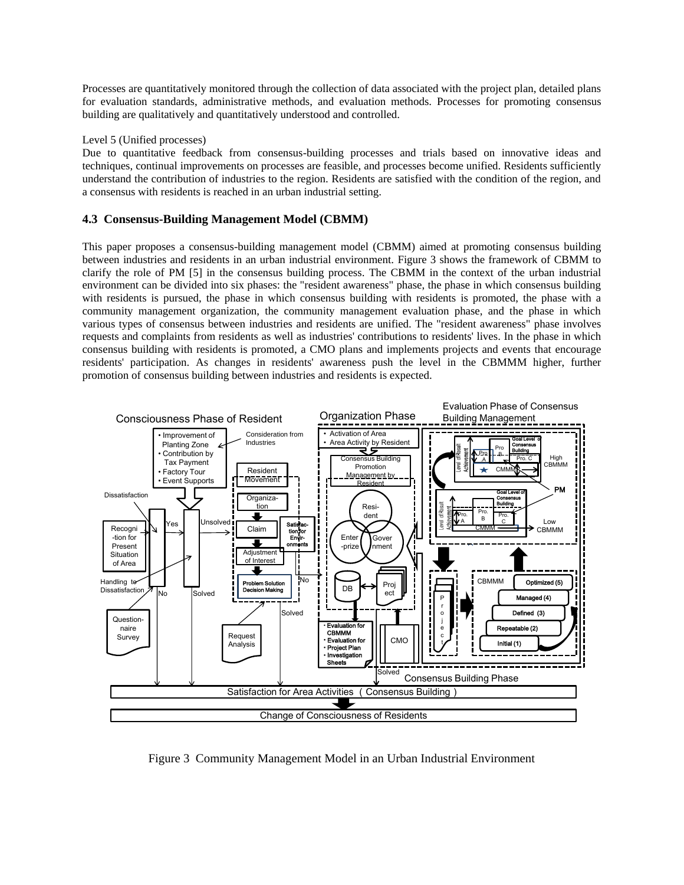Processes are quantitatively monitored through the collection of data associated with the project plan, detailed plans for evaluation standards, administrative methods, and evaluation methods. Processes for promoting consensus building are qualitatively and quantitatively understood and controlled.

Level 5 (Unified processes)

Due to quantitative feedback from consensus-building processes and trials based on innovative ideas and techniques, continual improvements on processes are feasible, and processes become unified. Residents sufficiently understand the contribution of industries to the region. Residents are satisfied with the condition of the region, and a consensus with residents is reached in an urban industrial setting.

### 4.3 Consensus-Building Management Model (CBMM)

This paper proposes a consensus-building management model (CBMM) aimed at promoting consensus building between industries and residents in an urban industrial environment. Figure 3 shows the framework of CBMM to clarify the role of PM [5] in the consensus building process. The CBMM in the context of the urban industrial environment can be divided into six phases: the "resident awareness" phase, the phase in which consensus building with residents is pursued, the phase in which consensus building with residents is promoted, the phase with a community management organization, the community management evaluation phase, and the phase in which various types of consensus between industries and residents are unified. The "resident awareness" phase involves requests and complaints from residents as well as industries' contributions to residents' lives. In the phase in which consensus building with residents is promoted, a CMO plans and implements projects and events that encourage residents' participation. As changes in residents' awareness push the level in the CBMMM higher, further promotion of consensus building between industries and residents is expected.

Figure 3 Community Management Model in an Urban Industrial Environment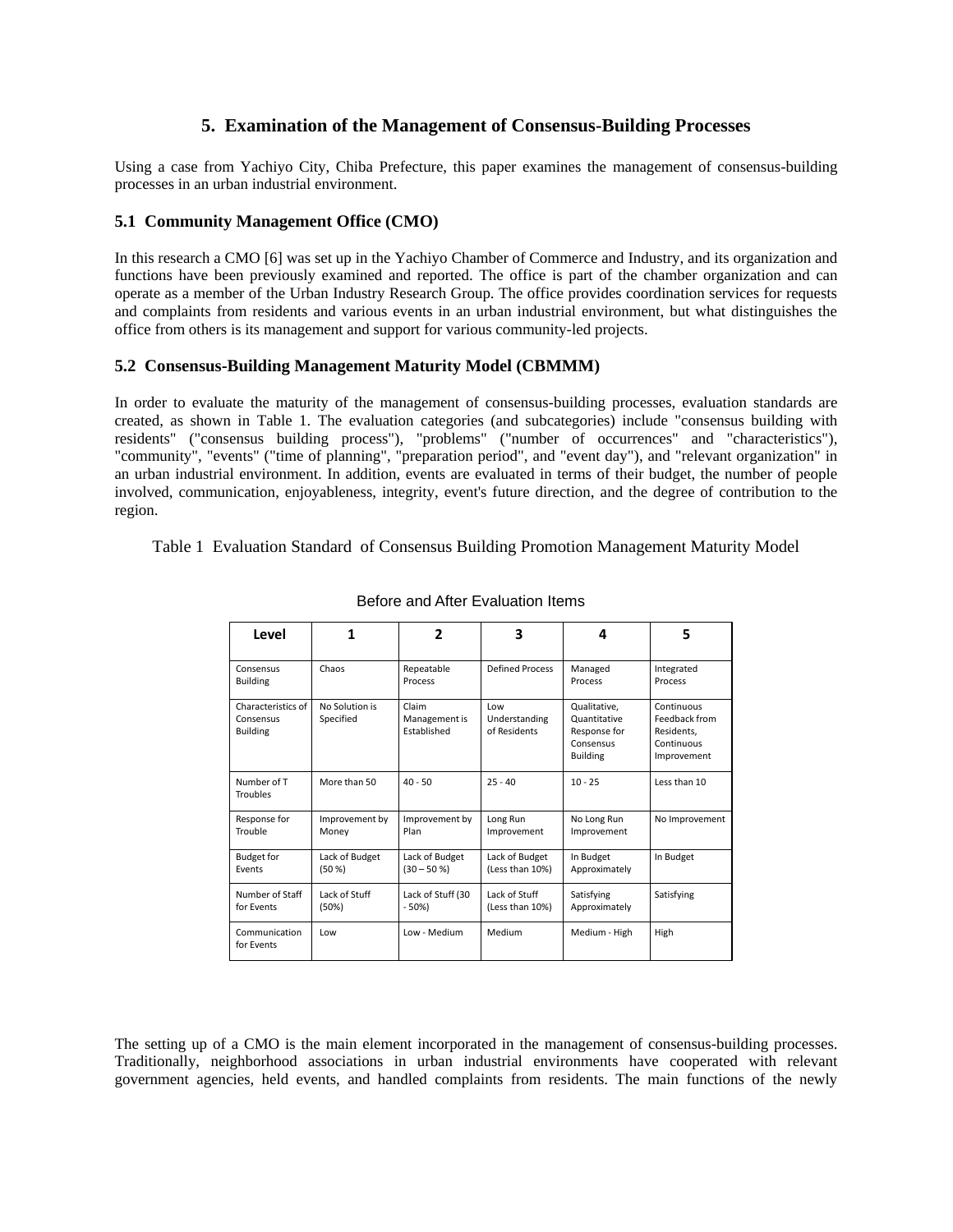## 5. Examination of the Management of Consensus-Building Processes

Using a case from Yachiyo City, Chiba Prefecture, this paper examines the management of consensus-building processes in an urban industrial environment.

### 5.1 Community Management Office (CMO)

In this research a CMO [6] was set up in the Yachiyo Chamber of Commerce and Industry, and its organization and functions have been previously examined and reported. The office is part of the chamber organization and can operate as a member of the Urban Industry Research Group. The office provides coordination services for requests and complaints from residents and various events in an urban industrial environment, but what distinguishes the office from others is its management and support for various community-led projects.

### 5.2 Consensus-Building Management Maturity Model (CBMMM)

In order to evaluate the maturity of the management of consensus-building processes, evaluation standards are created, as shown in Table 1. The evaluation categories (and subcategories) include "consensus building with residents" ("consensus building process"), "problems" ("number of occurrences" and "characteristics"), "community", "events" ("time of planning", "preparation period", and "event day"), and "relevant organization" in an urban industrial environment. In addition, events are evaluated in terms of their budget, the number of people involved, communication, enjoyableness, integrity, event's future direction, and the degree of contribution to the region.

Table 1 Evaluation Standard of Consensus Building Promotion Management Maturity Model

Before and After Evaluation Items

| Level | 1 | 2 | 3 | 4 | 5 |
|---|---|---|---|---|---|
| Consensus Building | Chaos | Repeatable Process | Defined Process | Managed Process | Integrated Process |
| Characteristics of Consensus Building | No Solution is Specified | Claim Management is Established | Low Understanding of Residents | Qualitative, Quantitative Response for Consensus Building | Continuous Feedback from Residents, Continuous Improvement |
| Number of T Troubles | More than 50 | 40 - 50 | 25 - 40 | 10 - 25 | Less than 10 |
| Response for Trouble | Improvement by Money | Improvement by Plan | Long Run Improvement | No Long Run Improvement | No Improvement |
| Budget for Events | Lack of Budget (50 %) | Lack of Budget (30 – 50 %) | Lack of Budget (Less than 10%) | In Budget Approximately | In Budget |
| Number of Staff for Events | Lack of Stuff (50%) | Lack of Stuff (30 - 50%) | Lack of Stuff (Less than 10%) | Satisfying Approximately | Satisfying |
| Communication for Events | Low | Low - Medium | Medium | Medium - High | High |

The setting up of a CMO is the main element incorporated in the management of consensus-building processes. Traditionally, neighborhood associations in urban industrial environments have cooperated with relevant government agencies, held events, and handled complaints from residents. The main functions of the newly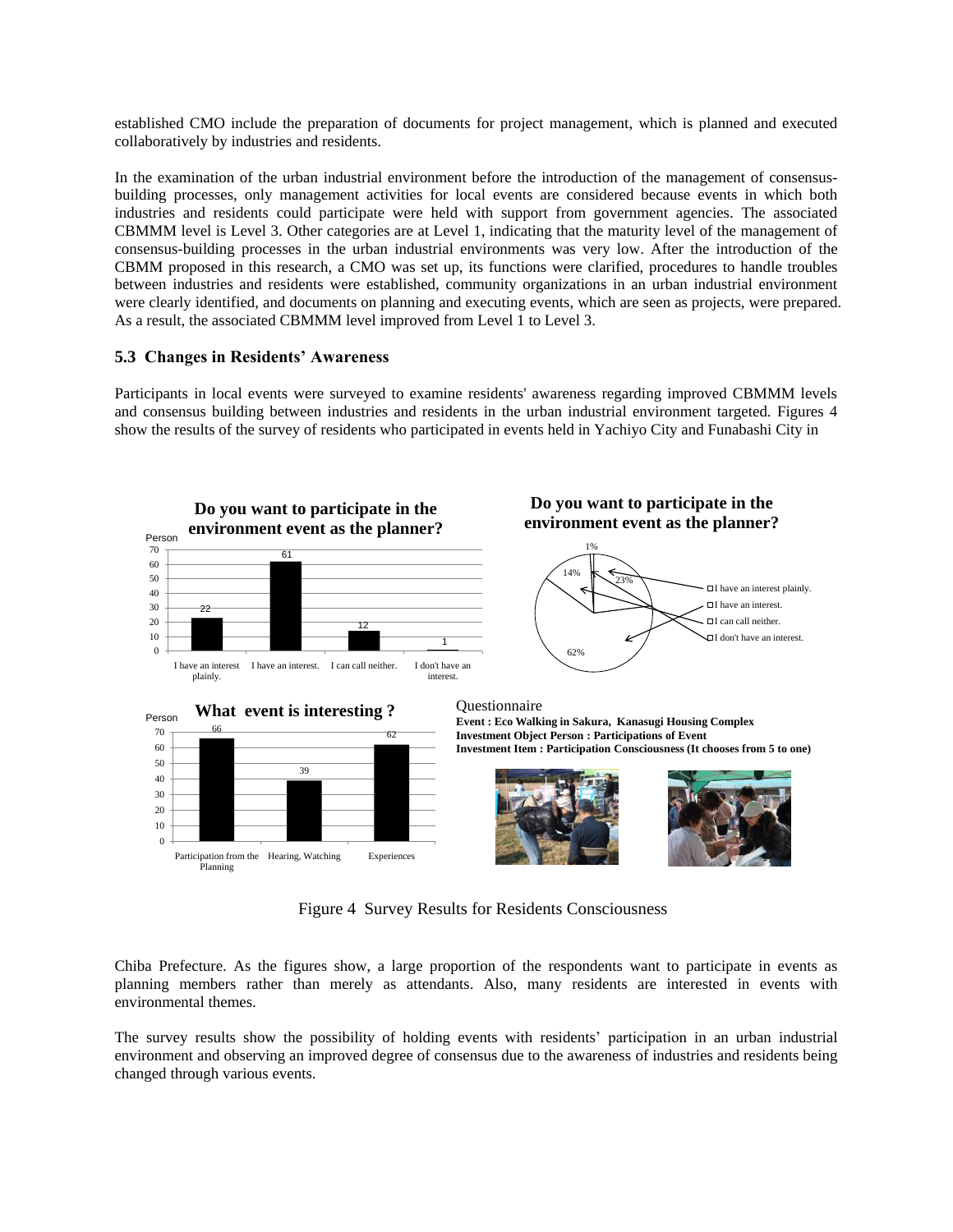established CMO include the preparation of documents for project management, which is planned and executed collaboratively by industries and residents.

In the examination of the urban industrial environment before the introduction of the management of consensus-building processes, only management activities for local events are considered because events in which both industries and residents could participate were held with support from government agencies. The associated CBMMM level is Level 3. Other categories are at Level 1, indicating that the maturity level of the management of consensus-building processes in the urban industrial environments was very low. After the introduction of the CBMM proposed in this research, a CMO was set up, its functions were clarified, procedures to handle troubles between industries and residents were established, community organizations in an urban industrial environment were clearly identified, and documents on planning and executing events, which are seen as projects, were prepared. As a result, the associated CBMMM level improved from Level 1 to Level 3.

### 5.3 Changes in Residents' Awareness

Participants in local events were surveyed to examine residents' awareness regarding improved CBMMM levels and consensus building between industries and residents in the urban industrial environment targeted. Figures 4 show the results of the survey of residents who participated in events held in Yachiyo City and Funabashi City in

**Do you want to participate in the environment event as the planner?**

| Response | Person |
|---|---|
| I have an interest plainly. | 22 |
| I have an interest. | 61 |
| I can call neither. | 12 |
| I don't have an interest. | 1 |

**Do you want to participate in the environment event as the planner?**

| Response | % |
|---|---|
| I have an interest plainly. | 23% |
| I have an interest. | 62% |
| I can call neither. | 14% |
| I don't have an interest. | 1% |

**What event is interesting ?**

| Event | Person |
|---|---|
| Participation from the Planning | 66 |
| Hearing, Watching | 39 |
| Experiences | 62 |

Questionnaire
**Event : Eco Walking in Sakura, Kanasugi Housing Complex**
**Investment Object Person : Participations of Event**
**Investment Item : Participation Consciousness (It chooses from 5 to one)**

Figure 4 Survey Results for Residents Consciousness

Chiba Prefecture. As the figures show, a large proportion of the respondents want to participate in events as planning members rather than merely as attendants. Also, many residents are interested in events with environmental themes.

The survey results show the possibility of holding events with residents' participation in an urban industrial environment and observing an improved degree of consensus due to the awareness of industries and residents being changed through various events.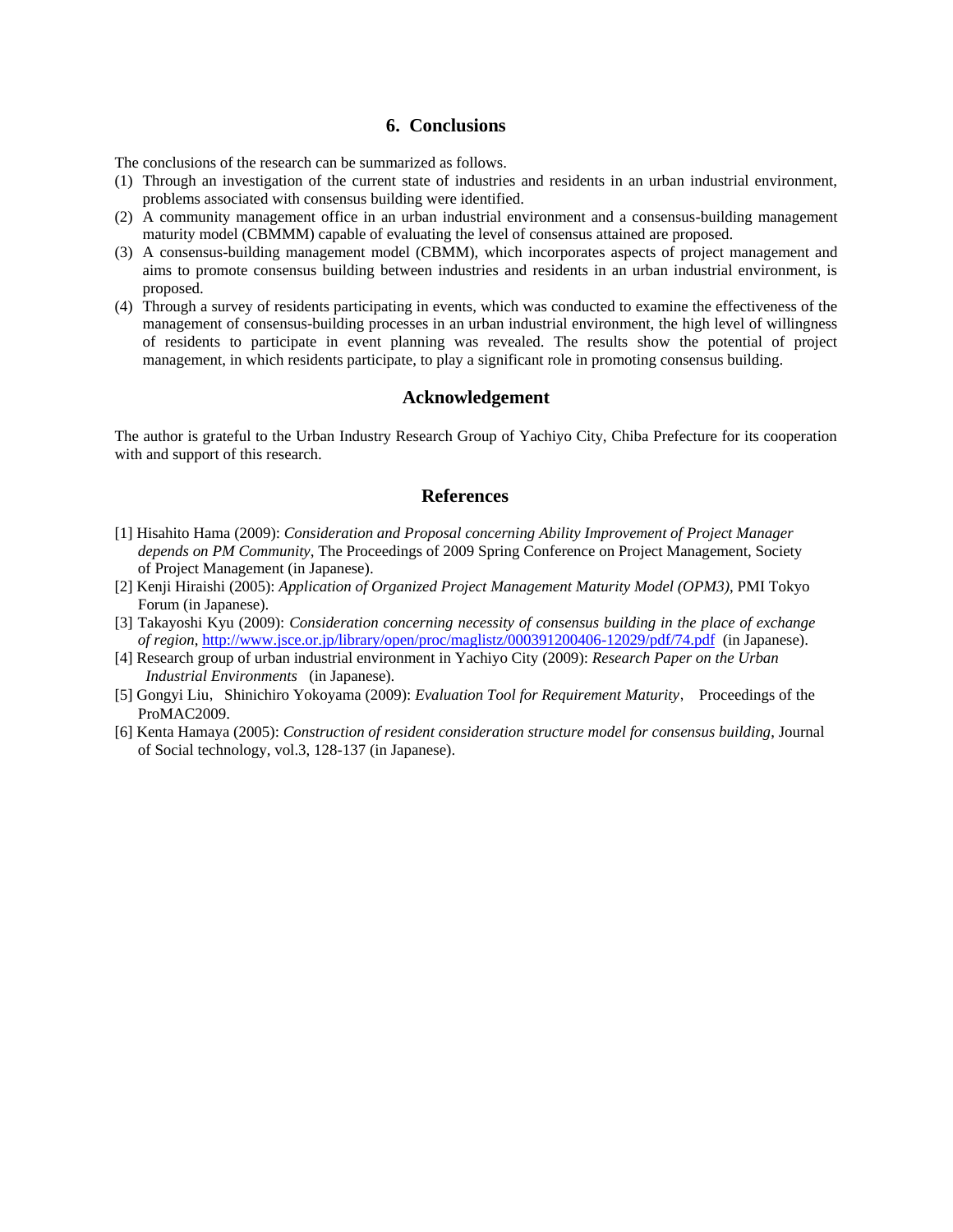## 6. Conclusions

The conclusions of the research can be summarized as follows.

(1) Through an investigation of the current state of industries and residents in an urban industrial environment, problems associated with consensus building were identified.

(2) A community management office in an urban industrial environment and a consensus-building management maturity model (CBMMM) capable of evaluating the level of consensus attained are proposed.

(3) A consensus-building management model (CBMM), which incorporates aspects of project management and aims to promote consensus building between industries and residents in an urban industrial environment, is proposed.

(4) Through a survey of residents participating in events, which was conducted to examine the effectiveness of the management of consensus-building processes in an urban industrial environment, the high level of willingness of residents to participate in event planning was revealed. The results show the potential of project management, in which residents participate, to play a significant role in promoting consensus building.

## Acknowledgement

The author is grateful to the Urban Industry Research Group of Yachiyo City, Chiba Prefecture for its cooperation with and support of this research.

## References

[1] Hisahito Hama (2009): *Consideration and Proposal concerning Ability Improvement of Project Manager depends on PM Community*, The Proceedings of 2009 Spring Conference on Project Management, Society of Project Management (in Japanese).

[2] Kenji Hiraishi (2005): *Application of Organized Project Management Maturity Model (OPM3)*, PMI Tokyo Forum (in Japanese).

[3] Takayoshi Kyu (2009): *Consideration concerning necessity of consensus building in the place of exchange of region*, http://www.jsce.or.jp/library/open/proc/maglistz/000391200406-12029/pdf/74.pdf (in Japanese).

[4] Research group of urban industrial environment in Yachiyo City (2009): *Research Paper on the Urban Industrial Environments* (in Japanese).

[5] Gongyi Liu, Shinichiro Yokoyama (2009): *Evaluation Tool for Requirement Maturity*, Proceedings of the ProMAC2009.

[6] Kenta Hamaya (2005): *Construction of resident consideration structure model for consensus building*, Journal of Social technology, vol.3, 128-137 (in Japanese).